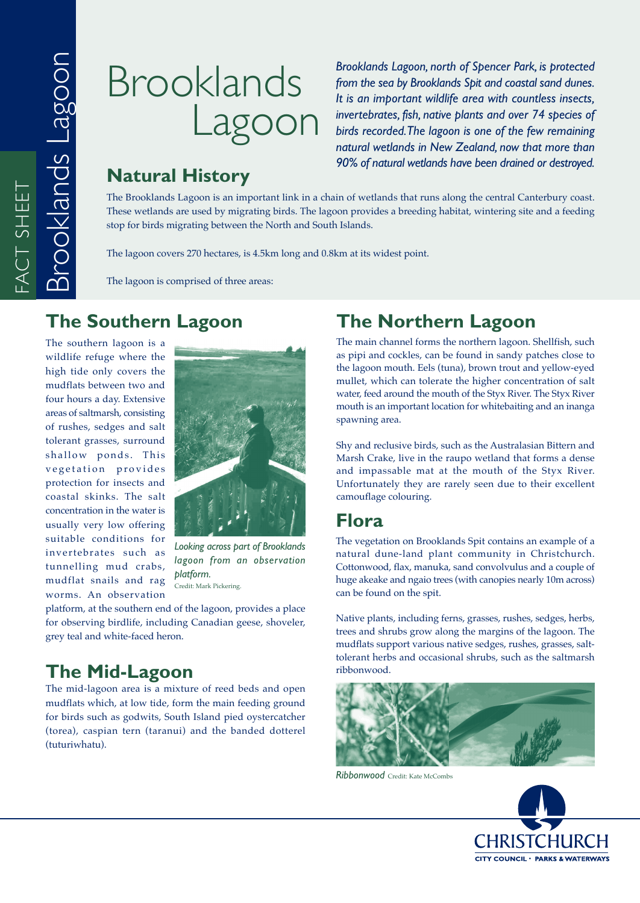# Brooklands Lagoon

*Brooklands Lagoon, north of Spencer Park, is protected from the sea by Brooklands Spit and coastal sand dunes. It is an important wildlife area with countless insects, invertebrates, fish, native plants and over 74 species of birds recorded. The lagoon is one of the few remaining natural wetlands in New Zealand, now that more than 90% of natural wetlands have been drained or destroyed.*

## Natural History

The Brooklands Lagoon is an important link in a chain of wetlands that runs along the central Canterbury coast. These wetlands are used by migrating birds. The lagoon provides a breeding habitat, wintering site and a feeding stop for birds migrating between the North and South Islands.

The lagoon covers 270 hectares, is 4.5km long and 0.8km at its widest point.

The lagoon is comprised of three areas:

## The Southern Lagoon

The southern lagoon is a wildlife refuge where the high tide only covers the mudflats between two and four hours a day. Extensive areas of saltmarsh, consisting of rushes, sedges and salt tolerant grasses, surround shallow ponds. This vegetation provides protection for insects and coastal skinks. The salt concentration in the water is usually very low offering suitable conditions for invertebrates such as tunnelling mud crabs, mudflat snails and rag worms. An observation platform, at the southern end of the lagoon, provides a place for observing birdlife, including Canadian geese, shoveler, grey teal and white-faced heron.

*Looking across part of Brooklands lagoon from an observation platform.* Credit: Mark Pickering.

## The Mid-Lagoon

The mid-lagoon area is a mixture of reed beds and open mudflats which, at low tide, form the main feeding ground for birds such as godwits, South Island pied oystercatcher (torea), caspian tern (taranui) and the banded dotterel (tuturiwhatu).

## The Northern Lagoon

The main channel forms the northern lagoon. Shellfish, such as pipi and cockles, can be found in sandy patches close to the lagoon mouth. Eels (tuna), brown trout and yellow-eyed mullet, which can tolerate the higher concentration of salt water, feed around the mouth of the Styx River. The Styx River mouth is an important location for whitebaiting and an inanga spawning area.

Shy and reclusive birds, such as the Australasian Bittern and Marsh Crake, live in the raupo wetland that forms a dense and impassable mat at the mouth of the Styx River. Unfortunately they are rarely seen due to their excellent camouflage colouring.

## Flora

The vegetation on Brooklands Spit contains an example of a natural dune-land plant community in Christchurch. Cottonwood, flax, manuka, sand convolvulus and a couple of huge akeake and ngaio trees (with canopies nearly 10m across) can be found on the spit.

Native plants, including ferns, grasses, rushes, sedges, herbs, trees and shrubs grow along the margins of the lagoon. The mudflats support various native sedges, rushes, grasses, salt-tolerant herbs and occasional shrubs, such as the saltmarsh ribbonwood.

*Ribbonwood* Credit: Kate McCombs

CHRISTCHURCH CITY COUNCIL · PARKS & WATERWAYS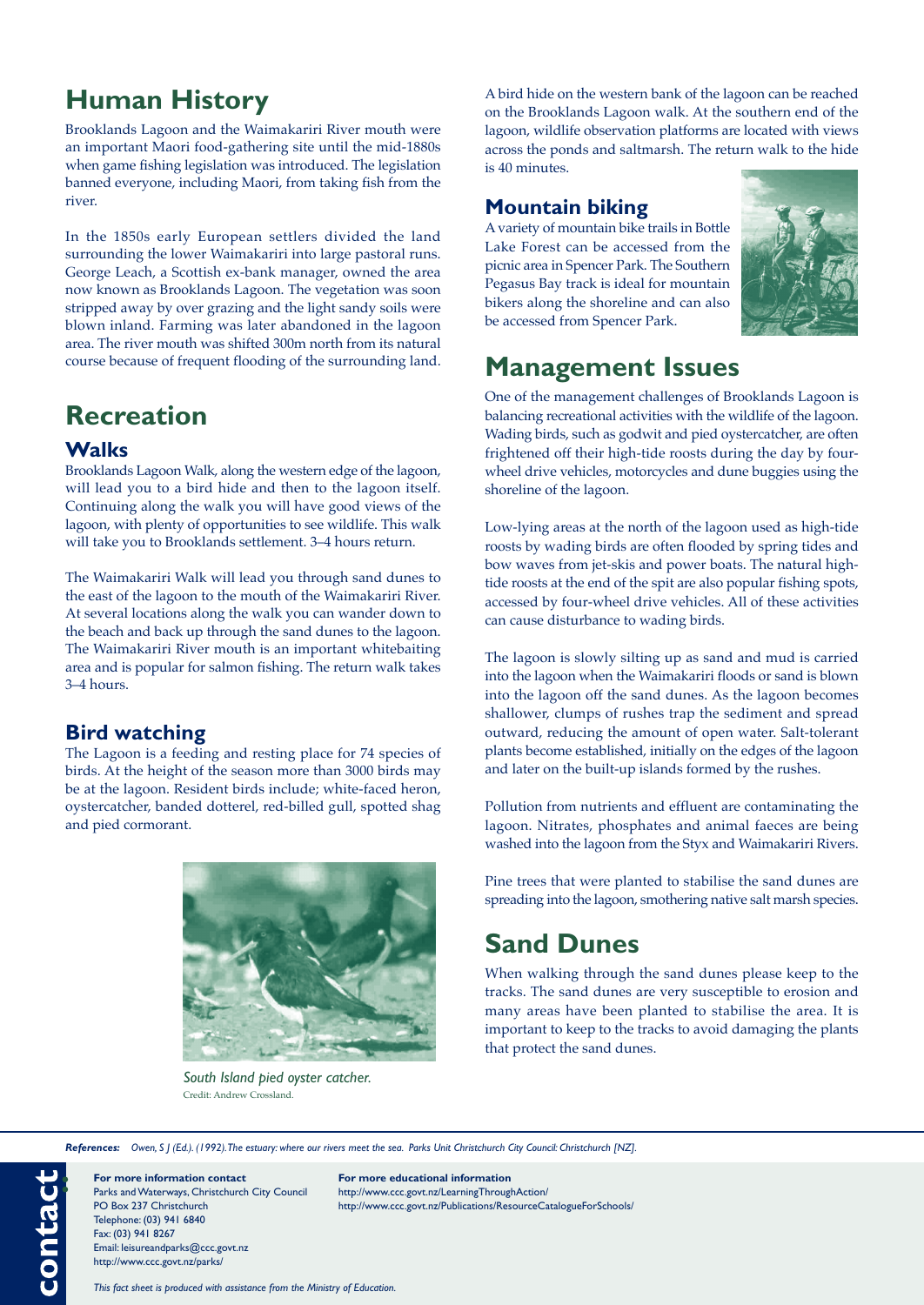## Human History

Brooklands Lagoon and the Waimakariri River mouth were an important Maori food-gathering site until the mid-1880s when game fishing legislation was introduced. The legislation banned everyone, including Maori, from taking fish from the river.

In the 1850s early European settlers divided the land surrounding the lower Waimakariri into large pastoral runs. George Leach, a Scottish ex-bank manager, owned the area now known as Brooklands Lagoon. The vegetation was soon stripped away by over grazing and the light sandy soils were blown inland. Farming was later abandoned in the lagoon area. The river mouth was shifted 300m north from its natural course because of frequent flooding of the surrounding land.

## Recreation

### Walks

Brooklands Lagoon Walk, along the western edge of the lagoon, will lead you to a bird hide and then to the lagoon itself. Continuing along the walk you will have good views of the lagoon, with plenty of opportunities to see wildlife. This walk will take you to Brooklands settlement. 3–4 hours return.

The Waimakariri Walk will lead you through sand dunes to the east of the lagoon to the mouth of the Waimakariri River. At several locations along the walk you can wander down to the beach and back up through the sand dunes to the lagoon. The Waimakariri River mouth is an important whitebaiting area and is popular for salmon fishing. The return walk takes 3–4 hours.

### Bird watching

The Lagoon is a feeding and resting place for 74 species of birds. At the height of the season more than 3000 birds may be at the lagoon. Resident birds include; white-faced heron, oystercatcher, banded dotterel, red-billed gull, spotted shag and pied cormorant.

*South Island pied oyster catcher.*
Credit: Andrew Crossland.

A bird hide on the western bank of the lagoon can be reached on the Brooklands Lagoon walk. At the southern end of the lagoon, wildlife observation platforms are located with views across the ponds and saltmarsh. The return walk to the hide is 40 minutes.

### Mountain biking

A variety of mountain bike trails in Bottle Lake Forest can be accessed from the picnic area in Spencer Park. The Southern Pegasus Bay track is ideal for mountain bikers along the shoreline and can also be accessed from Spencer Park.

## Management Issues

One of the management challenges of Brooklands Lagoon is balancing recreational activities with the wildlife of the lagoon. Wading birds, such as godwit and pied oystercatcher, are often frightened off their high-tide roosts during the day by four-wheel drive vehicles, motorcycles and dune buggies using the shoreline of the lagoon.

Low-lying areas at the north of the lagoon used as high-tide roosts by wading birds are often flooded by spring tides and bow waves from jet-skis and power boats. The natural high-tide roosts at the end of the spit are also popular fishing spots, accessed by four-wheel drive vehicles. All of these activities can cause disturbance to wading birds.

The lagoon is slowly silting up as sand and mud is carried into the lagoon when the Waimakariri floods or sand is blown into the lagoon off the sand dunes. As the lagoon becomes shallower, clumps of rushes trap the sediment and spread outward, reducing the amount of open water. Salt-tolerant plants become established, initially on the edges of the lagoon and later on the built-up islands formed by the rushes.

Pollution from nutrients and effluent are contaminating the lagoon. Nitrates, phosphates and animal faeces are being washed into the lagoon from the Styx and Waimakariri Rivers.

Pine trees that were planted to stabilise the sand dunes are spreading into the lagoon, smothering native salt marsh species.

## Sand Dunes

When walking through the sand dunes please keep to the tracks. The sand dunes are very susceptible to erosion and many areas have been planted to stabilise the area. It is important to keep to the tracks to avoid damaging the plants that protect the sand dunes.

***References:*** *Owen, S J (Ed.). (1992). The estuary: where our rivers meet the sea. Parks Unit Christchurch City Council: Christchurch [NZ].*

**contact**

**For more information contact**
Parks and Waterways, Christchurch City Council
PO Box 237 Christchurch
Telephone: (03) 941 6840
Fax: (03) 941 8267
Email: leisureandparks@ccc.govt.nz
http://www.ccc.govt.nz/parks/

**For more educational information**
http://www.ccc.govt.nz/LearningThroughAction/
http://www.ccc.govt.nz/Publications/ResourceCatalogueForSchools/

*This fact sheet is produced with assistance from the Ministry of Education.*